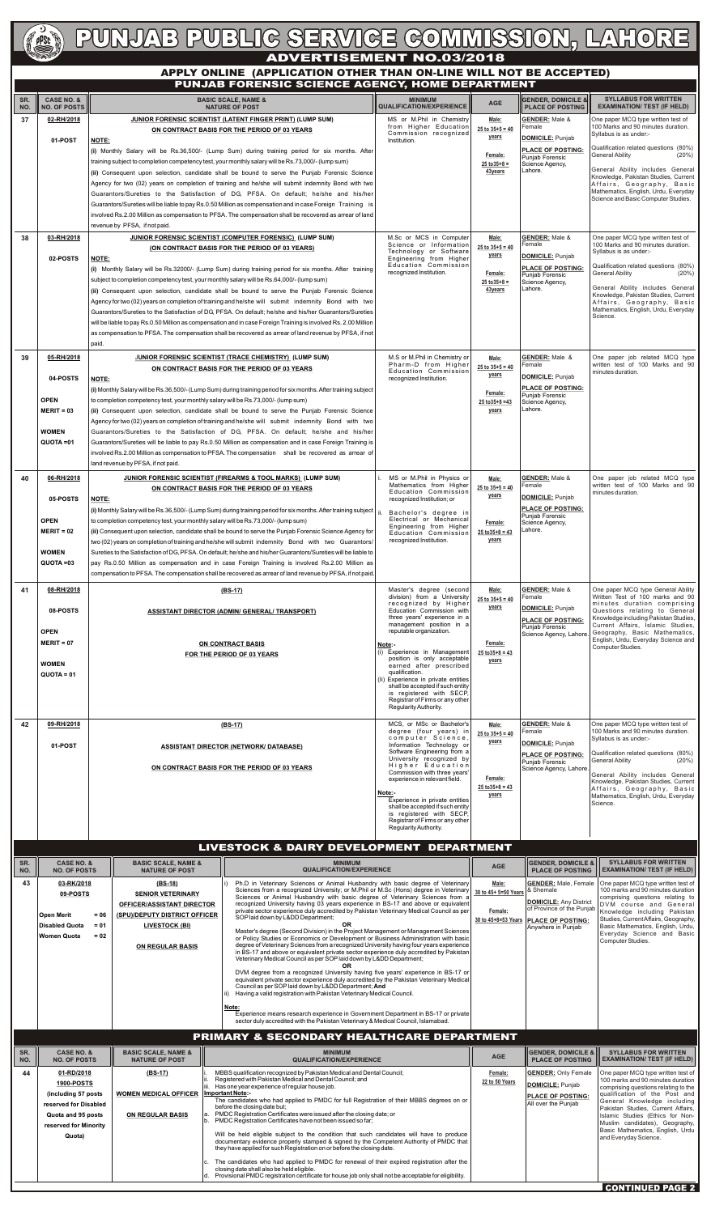# PUNJAB PUBLIC SERVICE COMMISSION, LAHORE

## ADVERTISEMENT NO.03/2018

## APPLY ONLINE (APPLICATION OTHER THAN ON-LINE WILL NOT BE ACCEPTED)

### PUNJAB FORENSIC SCIENCE AGENCY, HOME DEPARTMENT

| SR. NO. | CASE NO. & NO. OF POSTS | BASIC SCALE, NAME & NATURE OF POST | MINIMUM QUALIFICATION/EXPERIENCE | AGE | GENDER, DOMICILE & PLACE OF POSTING | SYLLABUS FOR WRITTEN EXAMINATION/ TEST (IF HELD) |
|---|---|---|---|---|---|---|
| 37 | 02-RH/2018<br><br>01-POST | **JUNIOR FORENSIC SCIENTIST (LATENT FINGER PRINT) (LUMP SUM)**<br>**ON CONTRACT BASIS FOR THE PERIOD OF 03 YEARS**<br><br>**NOTE:**<br>(i) Monthly Salary will be Rs.36,500/- (Lump Sum) during training period for six months. After training subject to completion competency test, your monthly salary will be Rs.73,000/- (lump sum)<br>(ii) Consequent upon selection, candidate shall be bound to serve the Punjab Forensic Science Agency for two (02) years on completion of training and he/she will submit indemnity Bond with two Guarantors/Sureties to the Satisfaction of DG, PFSA. On default; he/she and his/her Guarantors/Sureties will be liable to pay Rs.0.50 Million as compensation and in case Foreign Training is involved Rs.2.00 Million as compensation to PFSA. The compensation shall be recovered as arrear of land revenue by PFSA, if not paid. | MS or M.Phil in Chemistry from Higher Education Commission recognized Institution. | Male:<br>25 to 35+5 = 40 years<br><br>Female:<br>25 to35+8 = 43years | GENDER: Male & Female<br><br>DOMICILE: Punjab<br><br>PLACE OF POSTING: Punjab Forensic Science Agency, Lahore. | One paper MCQ type written test of 100 Marks and 90 minutes duration. Syllabus is as under:-<br><br>Qualification related questions (80%)<br>General Ability (20%)<br><br>General Ability includes General Knowledge, Pakistan Studies, Current Affairs, Geography, Basic Mathematics, English, Urdu, Everyday Science and Basic Computer Studies. |
| 38 | 03-RH/2018<br><br>02-POSTS | **JUNIOR FORENSIC SCIENTIST (COMPUTER FORENSIC) (LUMP SUM)**<br>**(ON CONTRACT BASIS FOR THE PERIOD OF 03 YEARS)**<br><br>**NOTE:**<br>(i) Monthly Salary will be Rs.32000/- (Lump Sum) during training period for six months. After training subject to completion competency test, your monthly salary will be Rs.64,000/- (lump sum)<br>(ii) Consequent upon selection, candidate shall be bound to serve the Punjab Forensic Science Agency for two (02) years on completion of training and he/she will submit indemnity Bond with two Guarantors/Sureties to the Satisfaction of DG, PFSA. On default; he/she and his/her Guarantors/Sureties will be liable to pay Rs.0.50 Million as compensation and in case Foreign Training is involved Rs. 2.00 Million as compensation to PFSA. The compensation shall be recovered as arrear of land revenue by PFSA, if not paid. | M.Sc or MCS in Computer Science or Information Technology or Software Engineering from Higher Education Commission recognized Institution. | Male:<br>25 to 35+5 = 40 years<br><br>Female:<br>25 to35+8 = 43years | GENDER: Male & Female<br><br>DOMICILE: Punjab<br><br>PLACE OF POSTING: Punjab Forensic Science Agency, Lahore. | One paper MCQ type written test of 100 Marks and 90 minutes duration. Syllabus is as under:-<br><br>Qualification related questions (80%)<br>General Ability (20%)<br><br>General Ability includes General Knowledge, Pakistan Studies, Current Affairs, Geography, Basic Mathematics, English, Urdu, Everyday Science. |
| 39 | 05-RH/2018<br><br>04-POSTS<br><br>OPEN<br>MERIT = 03<br><br>WOMEN<br>QUOTA =01 | **JUNIOR FORENSIC SCIENTIST (TRACE CHEMISTRY) (LUMP SUM)**<br>**ON CONTRACT BASIS FOR THE PERIOD OF 03 YEARS**<br><br>**NOTE:**<br>(i) Monthly Salary will be Rs.36,500/- (Lump Sum) during training period for six months. After training subject to completion competency test, your monthly salary will be Rs.73,000/- (lump sum)<br>(ii) Consequent upon selection, candidate shall be bound to serve the Punjab Forensic Science Agency for two (02) years on completion of training and he/she will submit indemnity Bond with two Guarantors/Sureties to the Satisfaction of DG, PFSA. On default; he/she and his/her Guarantors/Sureties will be liable to pay Rs.0.50 Million as compensation and in case Foreign Training is involved Rs.2.00 Million as compensation to PFSA. The compensation shall be recovered as arrear of land revenue by PFSA, if not paid. | M.S or M.Phil in Chemistry or Pharm-D from Higher Education Commission recognized Institution. | Male:<br>25 to 35+5 = 40 years<br><br>Female:<br>25 to35+8 =43 years | GENDER: Male & Female<br><br>DOMICILE: Punjab<br><br>PLACE OF POSTING: Punjab Forensic Science Agency, Lahore. | One paper job related MCQ type written test of 100 Marks and 90 minutes duration. |
| 40 | 06-RH/2018<br><br>05-POSTS<br><br>OPEN<br>MERIT = 02<br><br>WOMEN<br>QUOTA =03 | **JUNIOR FORENSIC SCIENTIST (FIREARMS & TOOL MARKS) (LUMP SUM)**<br>**ON CONTRACT BASIS FOR THE PERIOD OF 03 YEARS**<br><br>**NOTE:**<br>(i) Monthly Salary will be Rs.36,500/- (Lump Sum) during training period for six months. After training subject to completion competency test, your monthly salary will be Rs.73,000/- (lump sum)<br>(ii) Consequent upon selection, candidate shall be bound to serve the Punjab Forensic Science Agency for two (02) years on completion of training and he/she will submit indemnity Bond with two Guarantors/ Sureties to the Satisfaction of DG, PFSA. On default; he/she and his/her Guarantors/Sureties will be liable to pay Rs.0.50 Million as compensation and in case Foreign Training is involved Rs.2.00 Million as compensation to PFSA. The compensation shall be recovered as arrear of land revenue by PFSA, if not paid. | i. MS or M.Phil in Physics or Mathematics from Higher Education Commission recognized Institution; or<br>ii. Bachelor's degree in Electrical or Mechanical Engineering from Higher Education Commission recognized Institution. | Male:<br>25 to 35+5 = 40 years<br><br>Female:<br>25 to35+8 = 43 years | GENDER: Male & Female<br><br>DOMICILE: Punjab<br><br>PLACE OF POSTING: Punjab Forensic Science Agency, Lahore. | One paper job related MCQ type written test of 100 Marks and 90 minutes duration. |
| 41 | 08-RH/2018<br><br>08-POSTS<br><br>OPEN<br>MERIT = 07<br><br>WOMEN<br>QUOTA = 01 | **(BS-17)**<br><br>**ASSISTANT DIRECTOR (ADMIN/ GENERAL/ TRANSPORT)**<br><br>**ON CONTRACT BASIS**<br>**FOR THE PERIOD OF 03 YEARS** | Master's degree (second division) from a University recognized by Higher Education Commission with three years' experience in a management position in a reputable organization.<br><br>**Note:-**<br>(i) Experience in Management position is only acceptable earned after prescribed qualification.<br>(ii) Experience in private entities shall be accepted if such entity is registered with SECP, Registrar of Firms or any other Regularity Authority. | Male:<br>25 to 35+5 = 40 years<br><br>Female:<br>25 to35+8 = 43 years | GENDER: Male & Female<br><br>DOMICILE: Punjab<br><br>PLACE OF POSTING: Punjab Forensic Science Agency, Lahore. | One paper MCQ type General Ability Written Test of 100 marks and 90 minutes duration comprising Questions relating to General Knowledge including Pakistan Studies, Current Affairs, Islamic Studies, Geography, Basic Mathematics, English, Urdu, Everyday Science and Computer Studies. |
| 42 | 09-RH/2018<br><br>01-POST | **(BS-17)**<br><br>**ASSISTANT DIRECTOR (NETWORK/ DATABASE)**<br><br>**ON CONTRACT BASIS FOR THE PERIOD OF 03 YEARS** | MCS, or MSc or Bachelor's degree (four years) in computer Science, Information Technology or Software Engineering from a University recognized by Higher Education Commission with three years' experience in relevant field.<br><br>**Note:-**<br>Experience in private entities shall be accepted if such entity is registered with SECP, Registrar of Firms or any other Regularity Authority. | Male:<br>25 to 35+5 = 40 years<br><br>Female:<br>25 to35+8 = 43 years | GENDER: Male & Female<br><br>DOMICILE: Punjab<br><br>PLACE OF POSTING: Punjab Forensic Science Agency, Lahore. | One paper MCQ type written test of 100 Marks and 90 minutes duration. Syllabus is as under:-<br><br>Qualification related questions (80%)<br>General Ability (20%)<br><br>General Ability includes General Knowledge, Pakistan Studies, Current Affairs, Geography, Basic Mathematics, English, Urdu, Everyday Science. |

### LIVESTOCK & DAIRY DEVELOPMENT DEPARTMENT

| SR. NO. | CASE NO. & NO. OF POSTS | BASIC SCALE, NAME & NATURE OF POST | MINIMUM QUALIFICATION/EXPERIENCE | AGE | GENDER, DOMICILE & PLACE OF POSTING | SYLLABUS FOR WRITTEN EXAMINATION/ TEST (IF HELD) |
|---|---|---|---|---|---|---|
| 43 | 03-RK/2018<br>09-POSTS<br><br>Open Merit = 06<br>Disabled Quota = 01<br>Women Quota = 02 | **(BS-18)**<br>**SENIOR VETERINARY OFFICER/ASSISTANT DIRECTOR (SPU)/DEPUTY DISTRICT OFFICER LIVESTOCK (BI)**<br><br>**ON REGULAR BASIS** | i) Ph.D in Veterinary Sciences or Animal Husbandry with basic degree of Veterinary Sciences from a recognized University; or M.Phil or M.Sc (Hons) degree in Veterinary Sciences or Animal Husbandry with basic degree of Veterinary Sciences from a recognized University having 03 years experience in BS-17 and above or equivalent private sector experience duly accredited by Pakistan Veterinary Medical Council as per SOP laid down by L&DD Department;<br>**OR**<br>Master's degree (Second Division) in the Project Management or Management Sciences or Policy Studies or Economics or Development or Business Administration with basic degree of Veterinary Sciences from a recognized University having four years experience in BS-17 and above or equivalent private sector experience duly accredited by Pakistan Veterinary Medical Council as per SOP laid down by L&DD Department;<br>**OR**<br>DVM degree from a recognized University having five years' experience in BS-17 or equivalent private sector experience duly accredited by the Pakistan Veterinary Medical Council as per SOP laid down by L&DD Department; **And**<br>ii) Having a valid registration with Pakistan Veterinary Medical Council.<br><br>**Note:**<br>Experience means research experience in Government Department in BS-17 or private sector duly accredited with the Pakistan Veterinary & Medical Council, Islamabad. | Male:<br>30 to 45+ 5=50 Years<br><br>Female:<br>30 to 45+8=53 Years | GENDER: Male, Female & Shemale<br><br>DOMICILE: Any District of Province of the Punjab<br><br>PLACE OF POSTING: Anywhere in Punjab | One paper MCQ type written test of 100 marks and 90 minutes duration comprising questions relating to DVM course and General Knowledge including Pakistan Studies, Current Affairs, Geography, Basic Mathematics, English, Urdu, Everyday Science and Basic Computer Studies. |

### PRIMARY & SECONDARY HEALTHCARE DEPARTMENT

| SR. NO. | CASE NO. & NO. OF POSTS | BASIC SCALE, NAME & NATURE OF POST | MINIMUM QUALIFICATION/EXPERIENCE | AGE | GENDER, DOMICILE & PLACE OF POSTING | SYLLABUS FOR WRITTEN EXAMINATION/ TEST (IF HELD) |
|---|---|---|---|---|---|---|
| 44 | 01-RD/2018<br>1900-POSTS<br>(including 57 posts reserved for Disabled Quota and 95 posts reserved for Minority Quota) | **(BS-17)**<br><br>**WOMEN MEDICAL OFFICER**<br><br>**ON REGULAR BASIS** | i. MBBS qualification recognized by Pakistan Medical and Dental Council;<br>ii. Registered with Pakistan Medical and Dental Council; and<br>iii. Has one year experience of regular house job.<br>**Important Note:-**<br>The candidates who had applied to PMDC for full Registration of their MBBS degrees on or before the closing date but;<br>a. PMDC Registration Certificates were issued after the closing date; or<br>b. PMDC Registration Certificates have not been issued so far;<br>Will be held eligible subject to the condition that such candidates will have to produce documentary evidence properly stamped & signed by the Competent Authority of PMDC that they have applied for such Registration on or before the closing date.<br>c. The candidates who had applied to PMDC for renewal of their expired registration after the closing date shall also be held eligible.<br>d. Provisional PMDC registration certificate for house job only shall not be acceptable for eligibility. | Female:<br>22 to 50 Years | GENDER: Only Female<br><br>DOMICILE: Punjab<br><br>PLACE OF POSTING: All over the Punjab | One paper MCQ type written test of 100 marks and 90 minutes duration comprising questions relating to the qualification of the Post and General Knowledge including Pakistan Studies, Current Affairs, Islamic Studies (Ethics for Non-Muslim candidates), Geography, Basic Mathematics, English, Urdu and Everyday Science. |

**CONTINUED PAGE 2**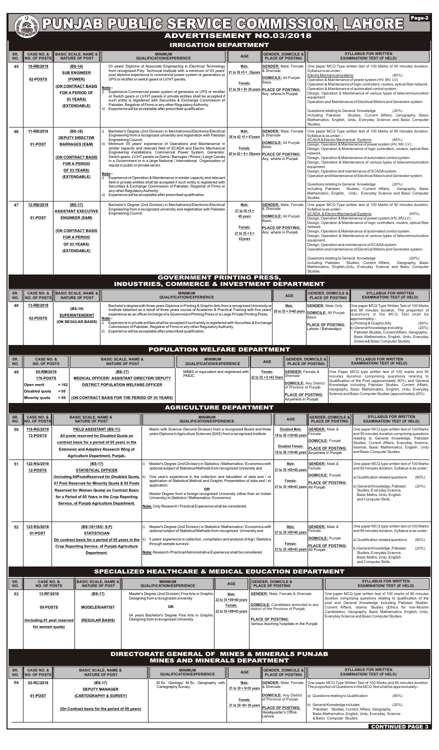# PUNJAB PUBLIC SERVICE COMMISSION, LAHORE

## ADVERTISEMENT NO.03/2018

### IRRIGATION DEPARTMENT

| SR. NO. | CASE NO. & NO. OF POSTS | BASIC SCALE, NAME & NATURE OF POST | MINIMUM QUALIFICATION/EXPERIENCE | AGE | GENDER, DOMICILE & PLACE OF POSTING | SYLLABUS FOR WRITTEN EXAMINATION/ TEST (IF HELD) |
|---|---|---|---|---|---|---|
| 45 | 10-RB/2018<br><br>02-POSTS | (BS-14)<br>SUB ENGINEER<br>(POWER)<br>(ON CONTRACT BASIS FOR A PERIOD OF 03 YEARS)<br>(EXTENDABLE) | 03 years' Diploma of Associate Engineering in Electrical Technology from recognized Poly. Technical Institute with a minimum of 03 years' post diploma experience in commercial power system or generators or UPS or rectifier or switch gears or LV/HT panels.<br><br>Note:-<br>i) Experience Commercial power system of generator or UPS or rectifier or Switch gears or LV/HT panels in private entities shall be accepted if such entity is registered with Securities & Exchange Commission of Pakistan, Registrar of Firms or any other Regulatory Authority.<br>ii) Experience will be acceptable after prescribed qualification. | Male:<br>21 to 30 +5 = 35years<br><br>Female:<br>21 to 30 + 8= 38 years | GENDER: Male, Female & Shemale<br><br>DOMICILE: All Punjab Basis<br><br>PLACE OF POSTING: Any where in Punjab | One paper MCQ Type written test of 100 Marks of 90 minutes duration.<br>Syllabus is as under:-<br>Electro Mechanical systems (80%)<br>Operation & Maintenance of power system (HV, MV, LV).<br>Operation & Maintenance of logic controllers, routers, optical fiber network.<br>Operation & Maintenance of automated control system.<br>Design, Operation & Maintenance of various types of telecommunication equipment.<br>Operation and Maintenance of Electrical Motors and Generator system.<br><br>Questions relating to General Knowledge (20%)<br>including Pakistan Studies, Current Affairs, Geography, Basic Mathematics, English, Urdu, Everyday Science and Basic Computer Studies. |
| 46 | 11-RB/2018<br><br>01-POST | (BS-18)<br>DEPUTY DIRECTOR<br>BARRAGES (E&M)<br><br>(ON CONTRACT BASIS FOR A PERIOD OF 03 YEARS)<br>(EXTENDABLE) | i) Bachelor's Degree (2nd Division) in Mechatronics/Electronic/Electrical Engineering from a recognized university and registration with Pakistan Engineering Council.<br>ii) Minimum 05 years' experience of Operations and Maintenance in similar capacity and relevant field of SCADA and Electro Mechanical Engineering Installations, Commercial Power System, Generator, Switch gears, LV/HT panels on Dams / Barrages / Rivers / Large Canals in a Government or in a large National / International Organization of repute in public or private sector.<br><br>Note:-<br>i) Experience of Operation & Maintenance in similar capacity and relevant field in private entities shall be accepted if such entity is registered with Securities & Exchange Commission of Pakistan, Registrar of Firms or any other Regulatory Authority.<br>ii) Experience will be acceptable after prescribed qualification. | Male:<br>26 to 42 +5 = 47years<br><br>Female:<br>26 to 42 + 8 = 50years | GENDER: Male, Female & Shemale<br><br>DOMICILE: All Punjab Basis<br><br>PLACE OF POSTING: Any where in Punjab | One paper MCQ Type written test of 100 Marks of 90 minutes duration.<br>Syllabus is as under:-<br>SCADA & Electro Mechanical Systems (80%)<br>Design, Operation & Maintenance of power system (HV, MV, LV).<br>Design, Operation & Maintenance of logic controllers, routers, optical fiber network.<br>Design, Operation & Maintenance of automated control system.<br>Design, Operation & Maintenance of various types of telecommunication equipment.<br>Design, Operation and maintenance of SCADA system.<br>Operation and Maintenance of Electrical Motors and Generator system<br><br>Questions relating to General Knowledge (20%)<br>including Pakistan Studies, Current Affairs, Geography, Basic Mathematics, English, Urdu, Everyday Science and Basic Computer Studies. |
| 47 | 12-RB/2018<br><br>01-POST | (BS-17)<br>ASSISTANT EXECUTIVE<br>ENGINEER (E&M)<br><br>(ON CONTRACT BASIS FOR A PERIOD OF 03 YEARS)<br>(EXTENDABLE) | Bachelor's Degree (2nd Division) in Mechatronics/Electronic/Electrical Engineering from a recognized university and registration with Pakistan Engineering Council. | Male:<br>21 to 35 +5 = 40 years<br><br>Female:<br>21 to 35 + 8 = 43years | GENDER: Male, Female & Shemale<br><br>DOMICILE: All Punjab Basis<br><br>PLACE OF POSTING: Any where in Punjab | One paper MCQ Type written test of 100 Marks of 90 minutes duration.<br>Syllabus is as under:-<br>SCADA & Electro Mechanical Systems (80%)<br>Design, Operation & Maintenance of power system (HV, MV, LV).<br>Design, Operation & Maintenance of logic controllers, routers, optical fiber network.<br>Design, Operation & Maintenance of automated control system.<br>Design, Operation & Maintenance of various types of telecommunication equipment.<br>Design, Operation and maintenance of SCADA system.<br>Operation and Maintenance of Electrical Motors and Generator system.<br><br>Questions relating to General Knowledge (20%)<br>including Pakistan Studies, Current Affairs, Geography, Basic Mathematics, English, Urdu, Everyday Science and Basic Computer Studies. |

### GOVERNMENT PRINTING PRESS, INDUSTRIES, COMMERCE & INVESTMENT DEPARTMENT

| SR. NO. | CASE NO. & NO. OF POSTS | BASIC SCALE, NAME & NATURE OF POST | MINIMUM QUALIFICATION/EXPERIENCE | AGE | GENDER, DOMICILE & PLACE OF POSTING | SYLLABUS FOR WRITTEN EXAMINATION/ TEST (IF HELD) |
|---|---|---|---|---|---|---|
| 48 | 13-RB/2018<br><br>02-POSTS | (BS-18)<br>SUPERINTENDENT<br>(ON REGULAR BASIS) | Bachelor's degree with three years Diploma in Printing & Graphic Arts from a recognized University or Institute obtained as a result of three years course of Academic & Practical Training with five years' experience as an officer Incharge of a Government Printing Press or a Large Private Printing Press.<br>Note:-<br>i) Experience in private entities shall be accepted if such entity is registered with Securities & Exchange Commission of Pakistan, Registrar of Firms or any other Regulatory Authority.<br>ii) Experience will be acceptable after prescribed qualification. | Male:<br>28 to 35 + 5=40 years | GENDER: Male Only<br><br>DOMICILE: All Punjab Basis<br><br>PLACE OF POSTING: Lahore / Bahawalpur | One paper MCQ Type Written Test of 100 Marks and 90 minutes duration. The proportion of Questions in the MCQ Test shall be approximately:-<br>a) Printing & Graphic Arts (80%)<br>b) General Knowledge including (20%)<br>Pakistan Studies, Current Affairs, Geography, Basic Mathematics, English, Urdu, Everyday Science& Basic Computer Studies. |

### POPULATION WELFARE DEPARTMENT

| SR. NO. | CASE NO. & NO. OF POSTS | BASIC SCALE, NAME & NATURE OF POST | MINIMUM QUALIFICATION/EXPERIENCE | AGE | GENDER, DOMICILE & PLACE OF POSTING | SYLLABUS FOR WRITTEN EXAMINATION/ TEST (IF HELD) |
|---|---|---|---|---|---|---|
| 49 | 05-RM/2018<br>176-POSTS<br>Open merit = 162<br>Disabled quota = 05<br>Minority quota = 09 | (BS-17)<br>MEDICAL OFFICER/ ASSISTANT DIRECTOR/ DEPUTY DISTRICT POPULATION WELFARE OFFICER<br><br>(ON CONTRACT BASIS FOR THE PERIOD OF 03 YEARS) | MBBS or equivalent and registered with PMDC. | Female:<br>22 to 35 + 8 =43 Years | GENDER: Female & Shemale<br><br>DOMICILE: Any District of Province of Punjab<br><br>PLACE OF POSTING: Anywhere in Punjab | One Paper MCQ type written test of 100 marks and 90 minutes duration comprising questions relating to Qualification of the Post (approximately 80%) and General Knowledge including Pakistan Studies, Current Affairs, Geography, Basic Mathematics, English, Urdu, Everyday Science and Basic Computer Studies (approximately 20%) |

### AGRICULTURE DEPARTMENT

| SR. NO. | CASE NO. & NO. OF POSTS | BASIC SCALE, NAME & NATURE OF POST | MINIMUM QUALIFICATION/EXPERIENCE | AGE | GENDER, DOMICILE & PLACE OF POSTING | SYLLABUS FOR WRITTEN EXAMINATION/ TEST (IF HELD) |
|---|---|---|---|---|---|---|
| 50 | 116-RG/2018<br><br>72-POSTS | FIELD ASSISTANT (BS-11)<br>All posts reserved for Disabled Quota on contract basis for a period of 05 years in the Extension and Adaptive Research Wing of Agriculture Department, Punjab. | Matric with Science (Second Division) from a recognized Board and three years Diploma in Agriculture Sciences (DAS) from a recognized Institute. | Disabled Male:<br>18 to 30 +10=40 years<br><br>Disabled Female:<br>18 to 30 +10=40 years | GENDER: Male & Female<br><br>DOMICILE: Punjab<br><br>PLACE OF POSTING: Anywhere in Punjab | One paper MCQ type written test of 100 Marks and 90 minutes duration comprising questions relating to General Knowledge, Pakistan Studies, Current Affairs, Everyday Science, Islamiat, Basic Mathematics, English, Urdu and Basic Computer Studies. |
| 51 | 122-RG/2018<br><br>12-POSTS | (BS-17)<br>STATISTICAL OFFICER<br>(Including 04PostsReserved for Disabled Quota, 01 Post Reserved for Minority Quota & 05 Posts Reserved for Women Quota) on Contract Basis for a Period of 05 Years in the Crop Reporting Service, of Punjab Agriculture Department. | i) Master's Degree (2nd Division) in Statistics / Mathematics / Economics with optional subject of Statistical Methods from recognized University and<br>ii) One year's experience in the collection and tabulation of data and / or application of Statistical Method and Graphic Presentation of data and / or application.<br>OR<br>Master Degree from a foreign recognized University (other than an Indian University) in Statistics / Mathematics / Economics.<br><br>Note: Only Research / Practical Experience shall be considered. | Male:<br>21 to 35 +05=40 years<br><br>Female:<br>21 to 35 +08=43 years | GENDER: Male & Female<br><br>DOMICILE: Punjab<br><br>PLACE OF POSTING: All Punjab | One paper MCQ type written test of 100 Marks and 90 minutes duration. Syllabus is as under:<br>a) Qualification related questions (80%)<br>b) General Knowledge, Pakistan (20%) Studies, Everyday Science, Basic Maths, Urdu, English and Computer Skills.. |
| 52 | 123-RG/2018<br><br>01-POST | (BS-18+165/- S.P)<br>STATISTICIAN<br>On contract basis for a period of 05 years in the Crop Reporting Service, of Punjab Agriculture Department. | i) Master's Degree (2nd Division) in Statistics/ Mathematics / Economics with optional subject of Statistical Methods from recognized University and<br>ii) 5 years' experience in collection, compilation and analysis of Agri. Statistics through sample surveys.<br><br>Note: Research /Practical/Administrative Experience shall be considered. | Male:<br>21 to 35 +05=40 years<br><br>Female:<br>21 to 35 +08=43 years | GENDER: Male & Female<br><br>DOMICILE: Punjab<br><br>PLACE OF POSTING: All Punjab | One paper MCQ type written test of 100 Marks and 90 minutes duration. Syllabus is as under:<br>a) Qualification related questions (80%)<br>b) General Knowledge, Pakistan (20%) Studies, Everyday Science, Basic Maths, Urdu, English and Computer Skills.. |

### SPECIALIZED HEALTHCARE & MEDICAL EDUCATION DEPARTMENT

| SR. NO. | CASE NO. & NO. OF POSTS | BASIC SCALE, NAME & NATURE OF POST | MINIMUM QUALIFICATION/EXPERIENCE | AGE | GENDER, DOMICILE & PLACE OF POSTING | SYLLABUS FOR WRITTEN EXAMINATION/ TEST (IF HELD) |
|---|---|---|---|---|---|---|
| 53 | 13-RF/2018<br><br>09-POSTS<br><br>(Including 01 post reserved for women quota) | (BS-17)<br>MODELER/ARTIST<br>(REGULAR BASIS) | Master's Degree (2nd Division) Fine Arts in Graphic Designing from a recognized university<br>OR<br>04 years Bachelor's Degree Fine Arts in Graphic Designing from a recognized University. | Male:<br>22 to 35 +05=40 years<br>Female:<br>22 to 35 +08=43 years | GENDER: Male, Female & Shemale<br><br>DOMICILE: Candidates domiciled in any district of the Province of Punjab.<br><br>PLACE OF POSTING: Various teaching hospitals in the Punjab | One paper MCQ type written test of 100 marks of 90 minutes duration comprising questions relating to qualification of the post and General Knowledge including Pakistan Studies, Current Affairs, Islamic Studies (Ethics for non-Muslim Candidates), Geography, Basic Mathematics, English, Urdu, Everyday Science and Basic Computer Studies. |

### DIRECTORATE GENERAL OF MINES & MINERALS PUNJAB MINES AND MINERALS DEPARTMENT

| SR. NO. | CASE NO. & NO. OF POSTS | BASIC SCALE, NAME & NATURE OF POST | MINIMUM QUALIFICATION/EXPERIENCE | AGE | GENDER, DOMICILE & PLACE OF POSTING | SYLLABUS FOR WRITTEN EXAMINATION/ TEST (IF HELD) |
|---|---|---|---|---|---|---|
| 54 | 02-RC/2018<br><br>01-POST | (BS-17)<br>DEPUTY MANAGER<br>(CARTOGRAPHY & SURVEY)<br><br>(On Contract basis for the period of 05 years) | M.Sc. Geology/ M.Sc. Geography with Cartography Survey. | Male:<br>21 to 30 +5= 35 years<br><br>Female:<br>21 to 30 +8= 38 years | GENDER: Male, Female & Shemale<br><br>DOMICILE: Any District of Province of Punjab<br><br>PLACE OF POSTING: Headquarter's Office, Lahore. | One paper MCQ Type Written Test of 100 Marks and 90 minutes duration. The proportion of Questions in the MCQ Test shall be approximately:-<br>a) Questions relating to Qualification (80%)<br>b) General Knowledge includes (20%)<br>Pakistan Studies, Current Affairs, Geography, Basic Mathematics, English, Urdu, Everyday Science & Basic Computer Studies. |

CONTINUED PAGE 3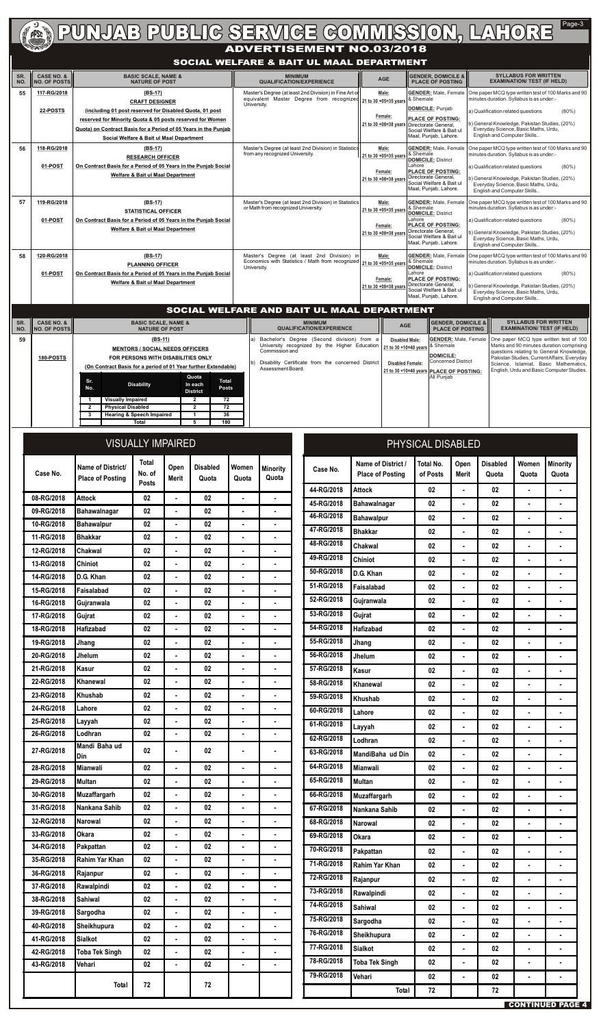# PUNJAB PUBLIC SERVICE COMMISSION, LAHORE

## ADVERTISEMENT NO.03/2018

### SOCIAL WELFARE & BAIT UL MAAL DEPARTMENT

| SR. NO. | CASE NO. & NO. OF POSTS | BASIC SCALE, NAME & NATURE OF POST | MINIMUM QUALIFICATION/EXPERIENCE | AGE | GENDER, DOMICILE & PLACE OF POSTING | SYLLABUS FOR WRITTEN EXAMINATION/ TEST (IF HELD) |
|---|---|---|---|---|---|---|
| 55 | 117-RG/2018<br>22-POSTS | (BS-17)<br>CRAFT DESIGNER<br>(including 01 post reserved for Disabled Quota, 01 post reserved for Minority Quota & 05 posts reserved for Women Quota) on Contract Basis for a Period of 05 Years in the Punjab Social Welfare & Bait ul Maal Department | Master's Degree (at least 2nd Division) in Fine Art or equivalent Master Degree from recognized University. | Male:<br>21 to 30 +05=35 years<br>Female:<br>21 to 30 +08=38 years | GENDER: Male, Female & Shemale<br>DOMICILE: Punjab<br>PLACE OF POSTING: Directorate General, Social Welfare & Bait ul Maal, Punjab, Lahore. | One paper MCQ type written test of 100 Marks and 90 minutes duration. Syllabus is as under:-<br>a) Qualification related questions (80%)<br>b) General Knowledge, Pakistan Studies, (20%) Everyday Science, Basic Maths, Urdu, English and Computer Skills. |
| 56 | 118-RG/2018<br>01-POST | (BS-17)<br>RESEARCH OFFICER<br>On Contract Basis for a Period of 05 Years in the Punjab Social Welfare & Bait ul Maal Department | Master's Degree (at least 2nd Division) in Statistics from any recognized University. | Male:<br>21 to 30 +05=35 years<br>Female:<br>21 to 30 +08=38 years | GENDER: Male, Female & Shemale<br>DOMICILE: District Lahore<br>PLACE OF POSTING: Directorate General, Social Welfare & Bait ul Maal, Punjab, Lahore. | One paper MCQ type written test of 100 Marks and 90 minutes duration. Syllabus is as under:-<br>a) Qualification related questions (80%)<br>b) General Knowledge, Pakistan Studies, (20%) Everyday Science, Basic Maths, Urdu, English and Computer Skills. |
| 57 | 119-RG/2018<br>01-POST | (BS-17)<br>STATISTICAL OFFICER<br>On Contract Basis for a Period of 05 Years in the Punjab Social Welfare & Bait ul Maal Department | Master's Degree (at least 2nd Division) in Statistics or Math from recognized University. | Male:<br>21 to 30 +05=35 years<br>Female:<br>21 to 30 +08=38 years | GENDER: Male, Female & Shemale<br>DOMICILE: District Lahore<br>PLACE OF POSTING: Directorate General, Social Welfare & Bait ul Maal, Punjab, Lahore. | One paper MCQ type written test of 100 Marks and 90 minutes duration. Syllabus is as under:-<br>a) Qualification related questions (80%)<br>b) General Knowledge, Pakistan Studies, (20%) Everyday Science, Basic Maths, Urdu, English and Computer Skills. |
| 58 | 120-RG/2018<br>01-POST | (BS-17)<br>PLANNING OFFICER<br>On Contract Basis for a Period of 05 Years in the Punjab Social Welfare & Bait ul Maal Department | Master's Degree (at least 2nd Division) in Economics with Statistics / Math from recognized University. | Male:<br>21 to 30 +05=35 years<br>Female:<br>21 to 30 +08=38 years | GENDER: Male, Female & Shemale<br>DOMICILE: District Lahore<br>PLACE OF POSTING: Directorate General, Social Welfare & Bait ul Maal, Punjab, Lahore. | One paper MCQ type written test of 100 Marks and 90 minutes duration. Syllabus is as under:-<br>a) Qualification related questions (80%)<br>b) General Knowledge, Pakistan Studies, (20%) Everyday Science, Basic Maths, Urdu, English and Computer Skills. |

### SOCIAL WELFARE AND BAIT UL MAAL DEPARTMENT

| SR. NO. | CASE NO. & NO. OF POSTS | BASIC SCALE, NAME & NATURE OF POST | MINIMUM QUALIFICATION/EXPERIENCE | AGE | GENDER, DOMICILE & PLACE OF POSTING | SYLLABUS FOR WRITTEN EXAMINATION/ TEST (IF HELD) |
|---|---|---|---|---|---|---|
| 59 | 180-POSTS | (BS-11)<br>MENTORS / SOCIAL NEEDS OFFICERS FOR PERSONS WITH DISABILITIES ONLY<br>(On Contract Basis for a period of 01 Year further Extendable) | a) Bachelor's Degree (Second division) from a University recognized by the Higher Education Commission and<br>b) Disability Certificate from the concerned District Assessment Board. | Disabled Male:<br>21 to 30 +10=40 years<br>Disabled Female:<br>21 to 30 +10=40 years | GENDER: Male, Female & Shemale<br>DOMICILE: Concerned District<br>PLACE OF POSTING: All Punjab | One paper MCQ type written test of 100 Marks and 90 minutes duration comprising questions relating to General Knowledge, Pakistan Studies, Current Affairs, Everyday Science, Islamiat, Basic Mathematics, English, Urdu and Basic Computer Studies. |

| Sr. No. | Disability | Quota In each District | Total Posts |
|---|---|---|---|
| 1 | Visually Impaired | 2 | 72 |
| 2 | Physical Disabled | 2 | 72 |
| 3 | Hearing & Speech Impaired | 1 | 36 |
| | Total | 5 | 180 |

#### VISUALLY IMPAIRED

| Case No. | Name of District/ Place of Posting | Total No. of Posts | Open Merit | Disabled Quota | Women Quota | Minority Quota |
|---|---|---|---|---|---|---|
| 08-RG/2018 | Attock | 02 | - | 02 | - | - |
| 09-RG/2018 | Bahawalnagar | 02 | - | 02 | - | - |
| 10-RG/2018 | Bahawalpur | 02 | - | 02 | - | - |
| 11-RG/2018 | Bhakkar | 02 | - | 02 | - | - |
| 12-RG/2018 | Chakwal | 02 | - | 02 | - | - |
| 13-RG/2018 | Chiniot | 02 | - | 02 | - | - |
| 14-RG/2018 | D.G. Khan | 02 | - | 02 | - | - |
| 15-RG/2018 | Faisalabad | 02 | - | 02 | - | - |
| 16-RG/2018 | Gujranwala | 02 | - | 02 | - | - |
| 17-RG/2018 | Gujrat | 02 | - | 02 | - | - |
| 18-RG/2018 | Hafizabad | 02 | - | 02 | - | - |
| 19-RG/2018 | Jhang | 02 | - | 02 | - | - |
| 20-RG/2018 | Jhelum | 02 | - | 02 | - | - |
| 21-RG/2018 | Kasur | 02 | - | 02 | - | - |
| 22-RG/2018 | Khanewal | 02 | - | 02 | - | - |
| 23-RG/2018 | Khushab | 02 | - | 02 | - | - |
| 24-RG/2018 | Lahore | 02 | - | 02 | - | - |
| 25-RG/2018 | Layyah | 02 | - | 02 | - | - |
| 26-RG/2018 | Lodhran | 02 | - | 02 | - | - |
| 27-RG/2018 | Mandi Baha ud Din | 02 | - | 02 | - | - |
| 28-RG/2018 | Mianwali | 02 | - | 02 | - | - |
| 29-RG/2018 | Multan | 02 | - | 02 | - | - |
| 30-RG/2018 | Muzaffargarh | 02 | - | 02 | - | - |
| 31-RG/2018 | Nankana Sahib | 02 | - | 02 | - | - |
| 32-RG/2018 | Narowal | 02 | - | 02 | - | - |
| 33-RG/2018 | Okara | 02 | - | 02 | - | - |
| 34-RG/2018 | Pakpattan | 02 | - | 02 | - | - |
| 35-RG/2018 | Rahim Yar Khan | 02 | - | 02 | - | - |
| 36-RG/2018 | Rajanpur | 02 | - | 02 | - | - |
| 37-RG/2018 | Rawalpindi | 02 | - | 02 | - | - |
| 38-RG/2018 | Sahiwal | 02 | - | 02 | - | - |
| 39-RG/2018 | Sargodha | 02 | - | 02 | - | - |
| 40-RG/2018 | Sheikhupura | 02 | - | 02 | - | - |
| 41-RG/2018 | Sialkot | 02 | - | 02 | - | - |
| 42-RG/2018 | Toba Tek Singh | 02 | - | 02 | - | - |
| 43-RG/2018 | Vehari | 02 | - | 02 | - | - |
| | Total | 72 | | 72 | | |

#### PHYSICAL DISABLED

| Case No. | Name of District / Place of Posting | Total No. of Posts | Open Merit | Disabled Quota | Women Quota | Minority Quota |
|---|---|---|---|---|---|---|
| 44-RG/2018 | Attock | 02 | - | 02 | - | - |
| 45-RG/2018 | Bahawalnagar | 02 | - | 02 | - | - |
| 46-RG/2018 | Bahawalpur | 02 | - | 02 | - | - |
| 47-RG/2018 | Bhakkar | 02 | - | 02 | - | - |
| 48-RG/2018 | Chakwal | 02 | - | 02 | - | - |
| 49-RG/2018 | Chiniot | 02 | - | 02 | - | - |
| 50-RG/2018 | D.G. Khan | 02 | - | 02 | - | - |
| 51-RG/2018 | Faisalabad | 02 | - | 02 | - | - |
| 52-RG/2018 | Gujranwala | 02 | - | 02 | - | - |
| 53-RG/2018 | Gujrat | 02 | - | 02 | - | - |
| 54-RG/2018 | Hafizabad | 02 | - | 02 | - | - |
| 55-RG/2018 | Jhang | 02 | - | 02 | - | - |
| 56-RG/2018 | Jhelum | 02 | - | 02 | - | - |
| 57-RG/2018 | Kasur | 02 | - | 02 | - | - |
| 58-RG/2018 | Khanewal | 02 | - | 02 | - | - |
| 59-RG/2018 | Khushab | 02 | - | 02 | - | - |
| 60-RG/2018 | Lahore | 02 | - | 02 | - | - |
| 61-RG/2018 | Layyah | 02 | - | 02 | - | - |
| 62-RG/2018 | Lodhran | 02 | - | 02 | - | - |
| 63-RG/2018 | MandiBaha ud Din | 02 | - | 02 | - | - |
| 64-RG/2018 | Mianwali | 02 | - | 02 | - | - |
| 65-RG/2018 | Multan | 02 | - | 02 | - | - |
| 66-RG/2018 | Muzaffargarh | 02 | - | 02 | - | - |
| 67-RG/2018 | Nankana Sahib | 02 | - | 02 | - | - |
| 68-RG/2018 | Narowal | 02 | - | 02 | - | - |
| 69-RG/2018 | Okara | 02 | - | 02 | - | - |
| 70-RG/2018 | Pakpattan | 02 | - | 02 | - | - |
| 71-RG/2018 | Rahim Yar Khan | 02 | - | 02 | - | - |
| 72-RG/2018 | Rajanpur | 02 | - | 02 | - | - |
| 73-RG/2018 | Rawalpindi | 02 | - | 02 | - | - |
| 74-RG/2018 | Sahiwal | 02 | - | 02 | - | - |
| 75-RG/2018 | Sargodha | 02 | - | 02 | - | - |
| 76-RG/2018 | Sheikhupura | 02 | - | 02 | - | - |
| 77-RG/2018 | Sialkot | 02 | - | 02 | - | - |
| 78-RG/2018 | Toba Tek Singh | 02 | - | 02 | - | - |
| 79-RG/2018 | Vehari | 02 | - | 02 | - | - |
| | Total | 72 | | 72 | | |

CONTINUED PAGE 4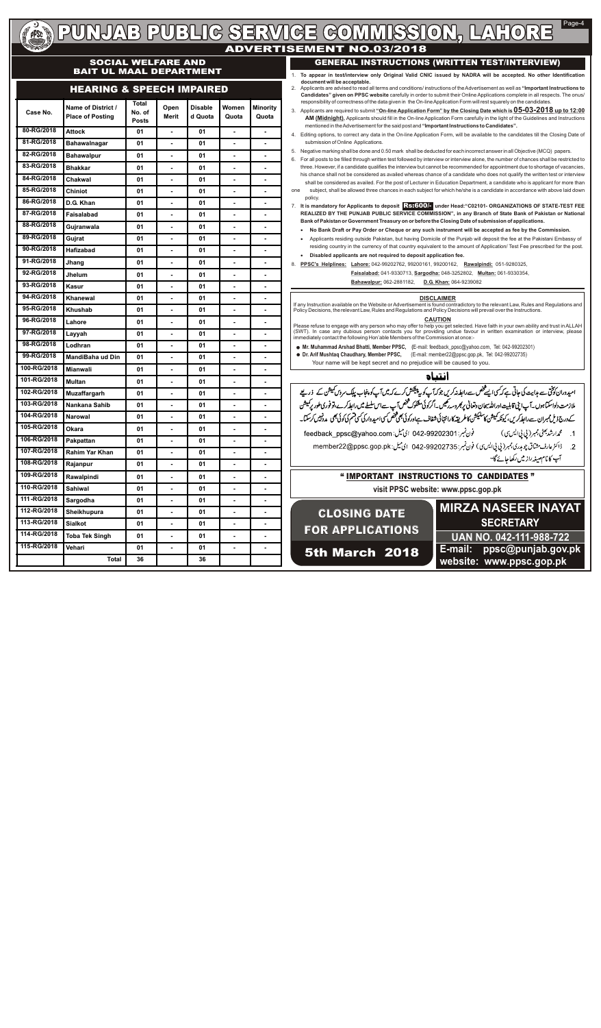# PUNJAB PUBLIC SERVICE COMMISSION, LAHORE

## ADVERTISEMENT NO.03/2018

### SOCIAL WELFARE AND BAIT UL MAAL DEPARTMENT

### HEARING & SPEECH IMPAIRED

| Case No. | Name of District / Place of Posting | Total No. of Posts | Open Merit | Disabled Quota | Women Quota | Minority Quota |
|---|---|---|---|---|---|---|
| 80-RG/2018 | Attock | 01 | - | 01 | - | - |
| 81-RG/2018 | Bahawalnagar | 01 | - | 01 | - | - |
| 82-RG/2018 | Bahawalpur | 01 | - | 01 | - | - |
| 83-RG/2018 | Bhakkar | 01 | - | 01 | - | - |
| 84-RG/2018 | Chakwal | 01 | - | 01 | - | - |
| 85-RG/2018 | Chiniot | 01 | - | 01 | - | - |
| 86-RG/2018 | D.G. Khan | 01 | - | 01 | - | - |
| 87-RG/2018 | Faisalabad | 01 | - | 01 | - | - |
| 88-RG/2018 | Gujranwala | 01 | - | 01 | - | - |
| 89-RG/2018 | Gujrat | 01 | - | 01 | - | - |
| 90-RG/2018 | Hafizabad | 01 | - | 01 | - | - |
| 91-RG/2018 | Jhang | 01 | - | 01 | - | - |
| 92-RG/2018 | Jhelum | 01 | - | 01 | - | - |
| 93-RG/2018 | Kasur | 01 | - | 01 | - | - |
| 94-RG/2018 | Khanewal | 01 | - | 01 | - | - |
| 95-RG/2018 | Khushab | 01 | - | 01 | - | - |
| 96-RG/2018 | Lahore | 01 | - | 01 | - | - |
| 97-RG/2018 | Layyah | 01 | - | 01 | - | - |
| 98-RG/2018 | Lodhran | 01 | - | 01 | - | - |
| 99-RG/2018 | MandiBaha ud Din | 01 | - | 01 | - | - |
| 100-RG/2018 | Mianwali | 01 | - | 01 | - | - |
| 101-RG/2018 | Multan | 01 | - | 01 | - | - |
| 102-RG/2018 | Muzaffargarh | 01 | - | 01 | - | - |
| 103-RG/2018 | Nankana Sahib | 01 | - | 01 | - | - |
| 104-RG/2018 | Narowal | 01 | - | 01 | - | - |
| 105-RG/2018 | Okara | 01 | - | 01 | - | - |
| 106-RG/2018 | Pakpattan | 01 | - | 01 | - | - |
| 107-RG/2018 | Rahim Yar Khan | 01 | - | 01 | - | - |
| 108-RG/2018 | Rajanpur | 01 | - | 01 | - | - |
| 109-RG/2018 | Rawalpindi | 01 | - | 01 | - | - |
| 110-RG/2018 | Sahiwal | 01 | - | 01 | - | - |
| 111-RG/2018 | Sargodha | 01 | - | 01 | - | - |
| 112-RG/2018 | Sheikhupura | 01 | - | 01 | - | - |
| 113-RG/2018 | Sialkot | 01 | - | 01 | - | - |
| 114-RG/2018 | Toba Tek Singh | 01 | - | 01 | - | - |
| 115-RG/2018 | Vehari | 01 | - | 01 | - | - |
| | Total | 36 | | 36 | | |

### GENERAL INSTRUCTIONS (WRITTEN TEST/INTERVIEW)

1. **To appear in test/interview only Original Valid CNIC issued by NADRA will be accepted. No other Identification document will be acceptable.**
2. Applicants are advised to read all terms and conditions/ instructions of the Advertisement as well as **"Important Instructions to Candidates" given on PPSC website** carefully in order to submit their Online Applications complete in all respects. The onus/ responsibility of correctness of the data given in the On-line Application Form will rest squarely on the candidates.
3. Applicants are required to submit **"On-line Application Form" by the Closing Date which is 05-03-2018 up to 12:00 AM (Midnight).** Applicants should fill in the On-line Application Form carefully in the light of the Guidelines and Instructions mentioned in the Advertisement for the said post and **"Important Instructions to Candidates".**
4. Editing options, to correct any data in the On-line Application Form, will be available to the candidates till the Closing Date of submission of Online Applications.
5. Negative marking shall be done and 0.50 mark shall be deducted for each incorrect answer in all Objective (MCQ) papers.
6. For all posts to be filled through written test followed by interview or interview alone, the number of chances shall be restricted to three. However, if a candidate qualifies the interview but cannot be recommended for appointment due to shortage of vacancies, his chance shall not be considered as availed whereas chance of a candidate who does not qualify the written test or interview shall be considered as availed. For the post of Lecturer in Education Department, a candidate who is applicant for more than one subject, shall be allowed three chances in each subject for which he/she is a candidate in accordance with above laid down policy.
7. **It is mandatory for Applicants to deposit Rs:600/- under Head:"C02101- ORGANIZATIONS OF STATE-TEST FEE REALIZED BY THE PUNJAB PUBLIC SERVICE COMMISSION", in any Branch of State Bank of Pakistan or National Bank of Pakistan or Government Treasury on or before the Closing Date of submission of applications.**
   - **No Bank Draft or Pay Order or Cheque or any such instrument will be accepted as fee by the Commission.**
   - Applicants residing outside Pakistan, but having Domicile of the Punjab will deposit the fee at the Pakistani Embassy of residing country in the currency of that country equivalent to the amount of Application/ Test Fee prescribed for the post.
   - **Disabled applicants are not required to deposit application fee.**
8. **PPSC's Helplines:** Lahore: 042-99202762, 99200161, 99200162, Rawalpindi: 051-9280325, Faisalabad: 041-9330713, Sargodha: 048-3252802, Multan: 061-9330354, Bahawalpur: 062-2881182, D.G. Khan: 064-9239082

#### DISCLAIMER

If any Instruction available on the Website or Advertisement is found contradictory to the relevant Law, Rules and Regulations and Policy Decisions, the relevant Law, Rules and Regulations and Policy Decisions will prevail over the Instructions.

#### CAUTION

Please refuse to engage with any person who may offer to help you get selected. Have faith in your own ability and trust in ALLAH (SWT). In case any dubious person contacts you for providing undue favour in written examination or interview, please immediately contact the following Hon'able Members of the Commission at once:-

- **Mr. Muhammad Arshad Bhatti, Member PPSC,** (E-mail: feedback_ppsc@yahoo.com, Tel: 042-99202301)
- **Dr. Arif Mushtaq Chaudhary, Member PPSC,** (E-mail: member22@ppsc.gop.pk, Tel: 042-99202735)

Your name will be kept secret and no prejudice will be caused to you.

#### انتباہ

امیدواران کو سختی سے ہدایت کی جاتی ہے کہ کسی ایسے شخص سے رابطہ نہ کریں جو کہ آپ کو پیشکش کرے کہ میں آپ کو پنجاب پبلک سروس کمیشن کے ذریعے ملازمت دلوا سکتا ہوں۔ آپ اپنی قابلیت اور اللہ سبحان وتعالیٰ پر بھروسہ رکھیں۔ اگر کوئی مشکوک شخص آپ سے اس سلسلے میں رابطہ کرے، تو فوری طور پر کمیشن کے درج ذیل ممبران سے رابطہ کریں، کیونکہ کمیشن کا سلیکشن کا طریقہ کار انتہائی شفاف ہے اور کوئی بھی شخص کسی امیدوار کی کسی قسم کی کوئی بھی مدد نہیں کر سکتا۔

1. محمد ارشد بھٹی، ممبر (پی پی ایس سی) فون نمبر: 042-99202301 ای میل: feedback_ppsc@yahoo.com
2. ڈاکٹر عارف مشتاق چوہدری، ممبر (پی پی ایس سی) فون نمبر: 042-99202735 ای میل: member22@ppsc.gop.pk

آپ کا نام صیغہ راز میں رکھا جائے گا۔

#### " IMPORTANT INSTRUCTIONS TO CANDIDATES "

visit PPSC website: www.ppsc.gop.pk

**CLOSING DATE FOR APPLICATIONS**

**5th March 2018**

**MIRZA NASEER INAYAT**
**SECRETARY**

**UAN NO. 042-111-988-722**

**E-mail: ppsc@punjab.gov.pk**
**website: www.ppsc.gop.pk**